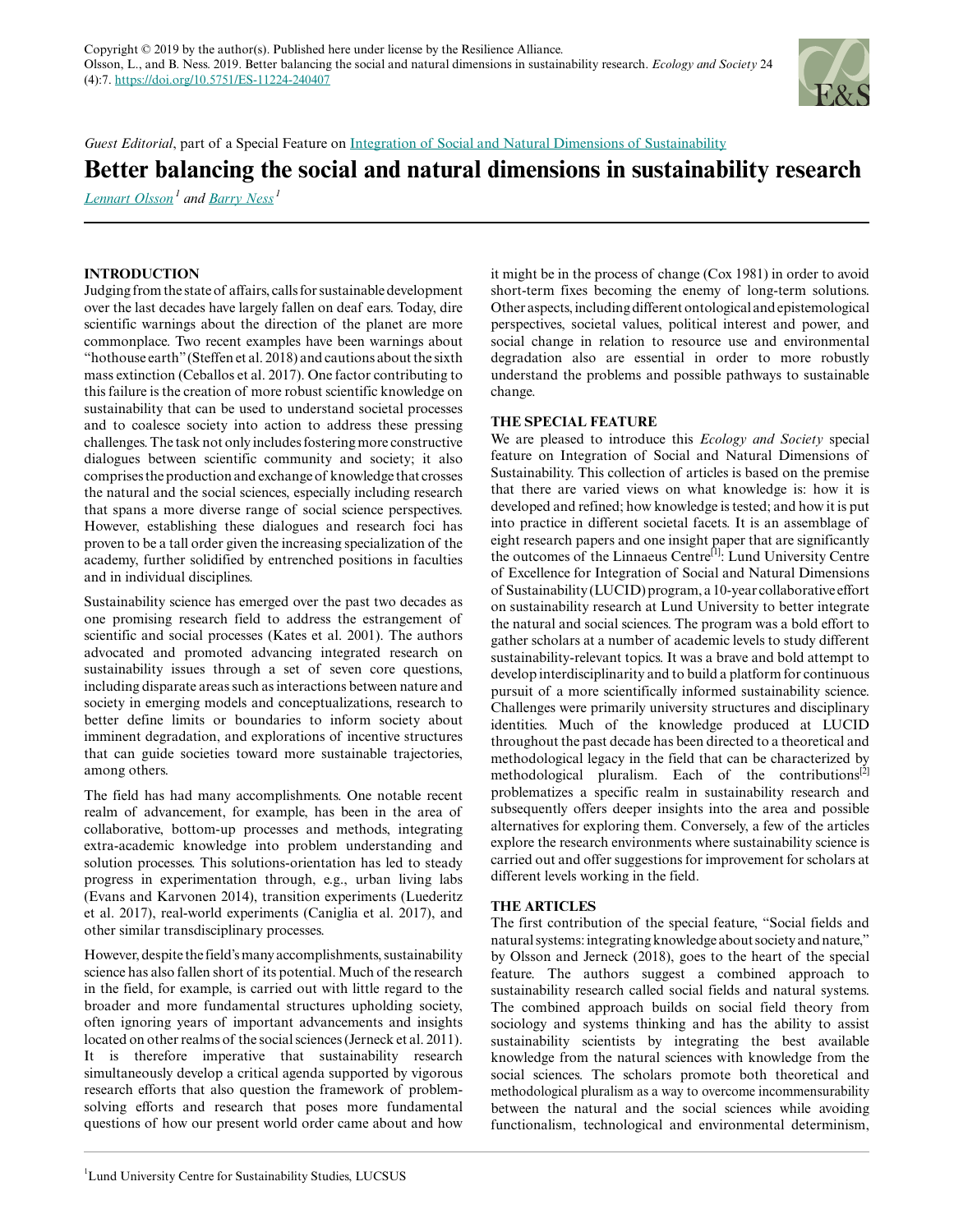Copyright © 2019 by the author(s). Published here under license by the Resilience Alliance.
Olsson, L., and B. Ness. 2019. Better balancing the social and natural dimensions in sustainability research. *Ecology and Society* 24 (4):7. https://doi.org/10.5751/ES-11224-240407

*Guest Editorial*, part of a Special Feature on Integration of Social and Natural Dimensions of Sustainability

# Better balancing the social and natural dimensions in sustainability research

Lennart Olsson[1] and Barry Ness[1]

[1]Lund University Centre for Sustainability Studies, LUCSUS

## INTRODUCTION

Judging from the state of affairs, calls for sustainable development over the last decades have largely fallen on deaf ears. Today, dire scientific warnings about the direction of the planet are more commonplace. Two recent examples have been warnings about "hothouse earth" (Steffen et al. 2018) and cautions about the sixth mass extinction (Ceballos et al. 2017). One factor contributing to this failure is the creation of more robust scientific knowledge on sustainability that can be used to understand societal processes and to coalesce society into action to address these pressing challenges. The task not only includes fostering more constructive dialogues between scientific community and society; it also comprises the production and exchange of knowledge that crosses the natural and the social sciences, especially including research that spans a more diverse range of social science perspectives. However, establishing these dialogues and research foci has proven to be a tall order given the increasing specialization of the academy, further solidified by entrenched positions in faculties and in individual disciplines.

Sustainability science has emerged over the past two decades as one promising research field to address the estrangement of scientific and social processes (Kates et al. 2001). The authors advocated and promoted advancing integrated research on sustainability issues through a set of seven core questions, including disparate areas such as interactions between nature and society in emerging models and conceptualizations, research to better define limits or boundaries to inform society about imminent degradation, and explorations of incentive structures that can guide societies toward more sustainable trajectories, among others.

The field has had many accomplishments. One notable recent realm of advancement, for example, has been in the area of collaborative, bottom-up processes and methods, integrating extra-academic knowledge into problem understanding and solution processes. This solutions-orientation has led to steady progress in experimentation through, e.g., urban living labs (Evans and Karvonen 2014), transition experiments (Luederitz et al. 2017), real-world experiments (Caniglia et al. 2017), and other similar transdisciplinary processes.

However, despite the field's many accomplishments, sustainability science has also fallen short of its potential. Much of the research in the field, for example, is carried out with little regard to the broader and more fundamental structures upholding society, often ignoring years of important advancements and insights located on other realms of the social sciences (Jerneck et al. 2011). It is therefore imperative that sustainability research simultaneously develop a critical agenda supported by vigorous research efforts that also question the framework of problem-solving efforts and research that poses more fundamental questions of how our present world order came about and how it might be in the process of change (Cox 1981) in order to avoid short-term fixes becoming the enemy of long-term solutions. Other aspects, including different ontological and epistemological perspectives, societal values, political interest and power, and social change in relation to resource use and environmental degradation also are essential in order to more robustly understand the problems and possible pathways to sustainable change.

## THE SPECIAL FEATURE

We are pleased to introduce this *Ecology and Society* special feature on Integration of Social and Natural Dimensions of Sustainability. This collection of articles is based on the premise that there are varied views on what knowledge is: how it is developed and refined; how knowledge is tested; and how it is put into practice in different societal facets. It is an assemblage of eight research papers and one insight paper that are significantly the outcomes of the Linnaeus Centre[1]: Lund University Centre of Excellence for Integration of Social and Natural Dimensions of Sustainability (LUCID) program, a 10-year collaborative effort on sustainability research at Lund University to better integrate the natural and social sciences. The program was a bold effort to gather scholars at a number of academic levels to study different sustainability-relevant topics. It was a brave and bold attempt to develop interdisciplinarity and to build a platform for continuous pursuit of a more scientifically informed sustainability science. Challenges were primarily university structures and disciplinary identities. Much of the knowledge produced at LUCID throughout the past decade has been directed to a theoretical and methodological legacy in the field that can be characterized by methodological pluralism. Each of the contributions[2] problematizes a specific realm in sustainability research and subsequently offers deeper insights into the area and possible alternatives for exploring them. Conversely, a few of the articles explore the research environments where sustainability science is carried out and offer suggestions for improvement for scholars at different levels working in the field.

## THE ARTICLES

The first contribution of the special feature, "Social fields and natural systems: integrating knowledge about society and nature," by Olsson and Jerneck (2018), goes to the heart of the special feature. The authors suggest a combined approach to sustainability research called social fields and natural systems. The combined approach builds on social field theory from sociology and systems thinking and has the ability to assist sustainability scientists by integrating the best available knowledge from the natural sciences with knowledge from the social sciences. The scholars promote both theoretical and methodological pluralism as a way to overcome incommensurability between the natural and the social sciences while avoiding functionalism, technological and environmental determinism,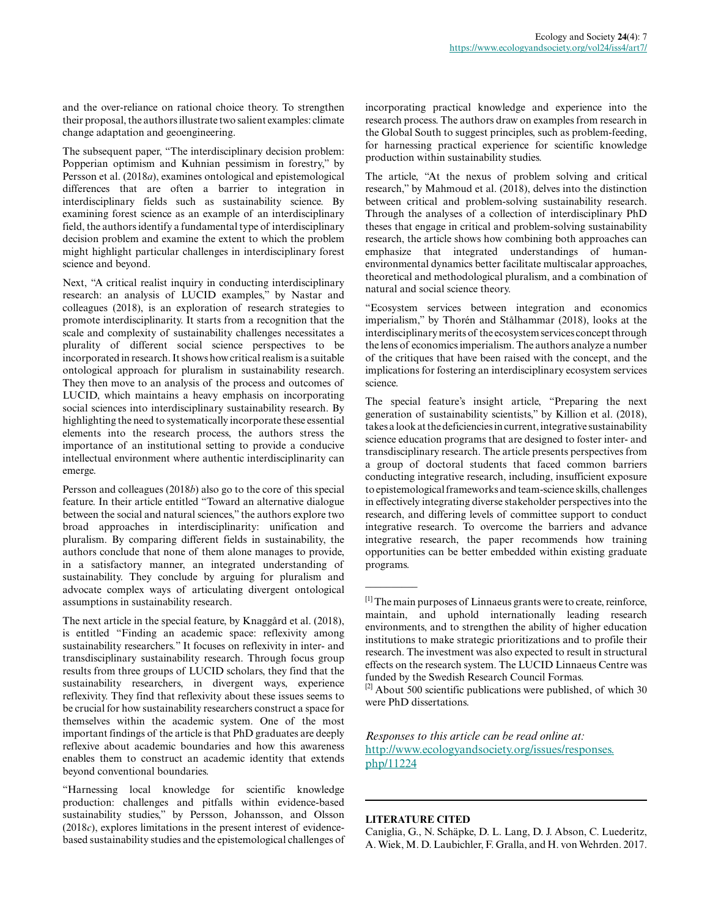and the over-reliance on rational choice theory. To strengthen their proposal, the authors illustrate two salient examples: climate change adaptation and geoengineering.

The subsequent paper, "The interdisciplinary decision problem: Popperian optimism and Kuhnian pessimism in forestry," by Persson et al. (2018*a*), examines ontological and epistemological differences that are often a barrier to integration in interdisciplinary fields such as sustainability science. By examining forest science as an example of an interdisciplinary field, the authors identify a fundamental type of interdisciplinary decision problem and examine the extent to which the problem might highlight particular challenges in interdisciplinary forest science and beyond.

Next, "A critical realist inquiry in conducting interdisciplinary research: an analysis of LUCID examples," by Nastar and colleagues (2018), is an exploration of research strategies to promote interdisciplinarity. It starts from a recognition that the scale and complexity of sustainability challenges necessitates a plurality of different social science perspectives to be incorporated in research. It shows how critical realism is a suitable ontological approach for pluralism in sustainability research. They then move to an analysis of the process and outcomes of LUCID, which maintains a heavy emphasis on incorporating social sciences into interdisciplinary sustainability research. By highlighting the need to systematically incorporate these essential elements into the research process, the authors stress the importance of an institutional setting to provide a conducive intellectual environment where authentic interdisciplinarity can emerge.

Persson and colleagues (2018*b*) also go to the core of this special feature. In their article entitled "Toward an alternative dialogue between the social and natural sciences," the authors explore two broad approaches in interdisciplinarity: unification and pluralism. By comparing different fields in sustainability, the authors conclude that none of them alone manages to provide, in a satisfactory manner, an integrated understanding of sustainability. They conclude by arguing for pluralism and advocate complex ways of articulating divergent ontological assumptions in sustainability research.

The next article in the special feature, by Knaggård et al. (2018), is entitled "Finding an academic space: reflexivity among sustainability researchers." It focuses on reflexivity in inter- and transdisciplinary sustainability research. Through focus group results from three groups of LUCID scholars, they find that the sustainability researchers, in divergent ways, experience reflexivity. They find that reflexivity about these issues seems to be crucial for how sustainability researchers construct a space for themselves within the academic system. One of the most important findings of the article is that PhD graduates are deeply reflexive about academic boundaries and how this awareness enables them to construct an academic identity that extends beyond conventional boundaries.

"Harnessing local knowledge for scientific knowledge production: challenges and pitfalls within evidence-based sustainability studies," by Persson, Johansson, and Olsson (2018*c*), explores limitations in the present interest of evidence-based sustainability studies and the epistemological challenges of incorporating practical knowledge and experience into the research process. The authors draw on examples from research in the Global South to suggest principles, such as problem-feeding, for harnessing practical experience for scientific knowledge production within sustainability studies.

The article, "At the nexus of problem solving and critical research," by Mahmoud et al. (2018), delves into the distinction between critical and problem-solving sustainability research. Through the analyses of a collection of interdisciplinary PhD theses that engage in critical and problem-solving sustainability research, the article shows how combining both approaches can emphasize that integrated understandings of human-environmental dynamics better facilitate multiscalar approaches, theoretical and methodological pluralism, and a combination of natural and social science theory.

"Ecosystem services between integration and economics imperialism," by Thorén and Stålhammar (2018), looks at the interdisciplinary merits of the ecosystem services concept through the lens of economics imperialism. The authors analyze a number of the critiques that have been raised with the concept, and the implications for fostering an interdisciplinary ecosystem services science.

The special feature's insight article, "Preparing the next generation of sustainability scientists," by Killion et al. (2018), takes a look at the deficiencies in current, integrative sustainability science education programs that are designed to foster inter- and transdisciplinary research. The article presents perspectives from a group of doctoral students that faced common barriers conducting integrative research, including, insufficient exposure to epistemological frameworks and team-science skills, challenges in effectively integrating diverse stakeholder perspectives into the research, and differing levels of committee support to conduct integrative research. To overcome the barriers and advance integrative research, the paper recommends how training opportunities can be better embedded within existing graduate programs.

---

[1] The main purposes of Linnaeus grants were to create, reinforce, maintain, and uphold internationally leading research environments, and to strengthen the ability of higher education institutions to make strategic prioritizations and to profile their research. The investment was also expected to result in structural effects on the research system. The LUCID Linnaeus Centre was funded by the Swedish Research Council Formas.

[2] About 500 scientific publications were published, of which 30 were PhD dissertations.

*Responses to this article can be read online at:*
[http://www.ecologyandsociety.org/issues/responses.php/11224](http://www.ecologyandsociety.org/issues/responses.php/11224)

---

**LITERATURE CITED**

Caniglia, G., N. Schäpke, D. L. Lang, D. J. Abson, C. Luederitz, A. Wiek, M. D. Laubichler, F. Gralla, and H. von Wehrden. 2017.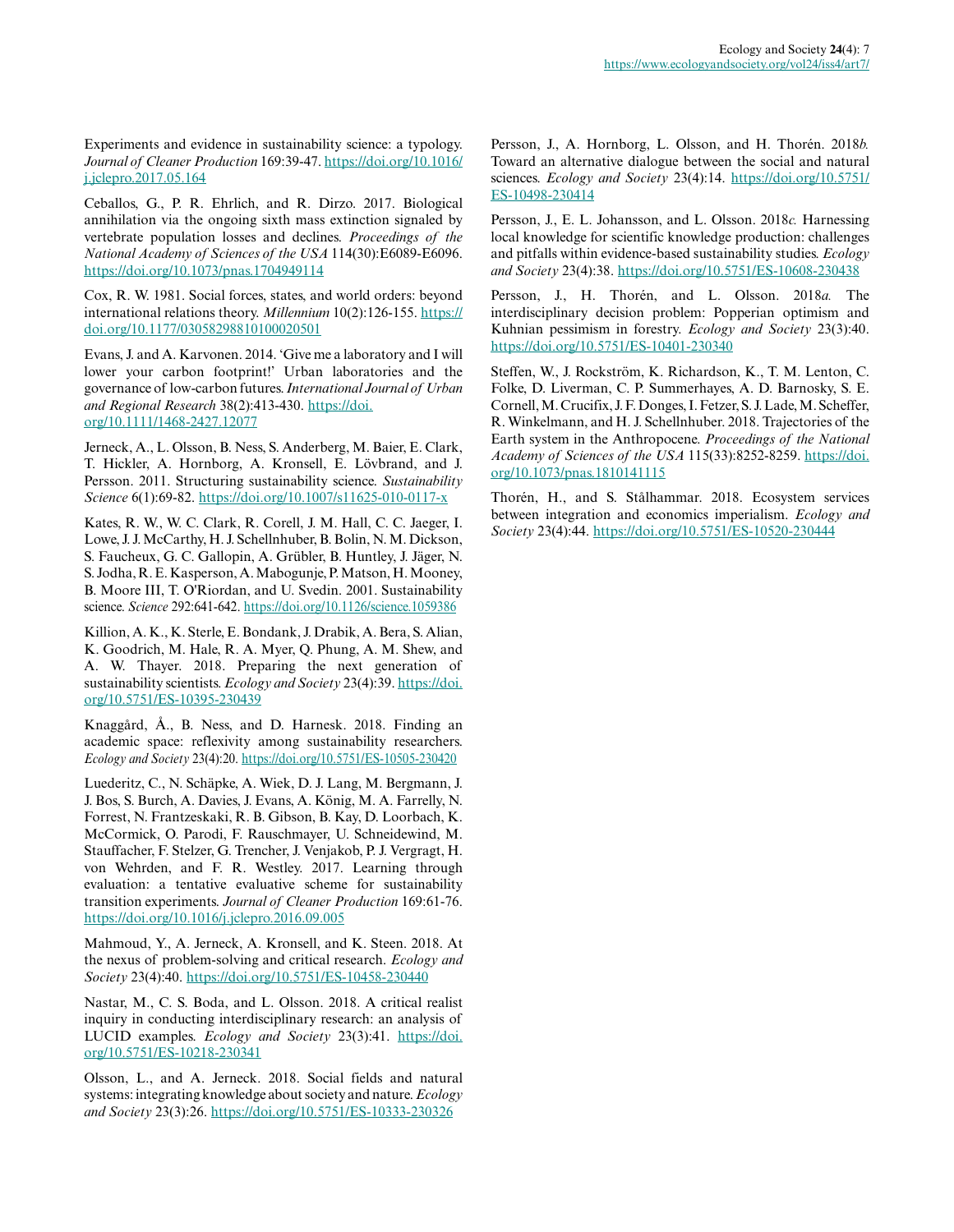Experiments and evidence in sustainability science: a typology. *Journal of Cleaner Production* 169:39-47. https://doi.org/10.1016/j.jclepro.2017.05.164

Ceballos, G., P. R. Ehrlich, and R. Dirzo. 2017. Biological annihilation via the ongoing sixth mass extinction signaled by vertebrate population losses and declines. *Proceedings of the National Academy of Sciences of the USA* 114(30):E6089-E6096. https://doi.org/10.1073/pnas.1704949114

Cox, R. W. 1981. Social forces, states, and world orders: beyond international relations theory. *Millennium* 10(2):126-155. https://doi.org/10.1177/03058298810100020501

Evans, J. and A. Karvonen. 2014. 'Give me a laboratory and I will lower your carbon footprint!' Urban laboratories and the governance of low-carbon futures. *International Journal of Urban and Regional Research* 38(2):413-430. https://doi.org/10.1111/1468-2427.12077

Jerneck, A., L. Olsson, B. Ness, S. Anderberg, M. Baier, E. Clark, T. Hickler, A. Hornborg, A. Kronsell, E. Lövbrand, and J. Persson. 2011. Structuring sustainability science. *Sustainability Science* 6(1):69-82. https://doi.org/10.1007/s11625-010-0117-x

Kates, R. W., W. C. Clark, R. Corell, J. M. Hall, C. C. Jaeger, I. Lowe, J. J. McCarthy, H. J. Schellnhuber, B. Bolin, N. M. Dickson, S. Faucheux, G. C. Gallopin, A. Grübler, B. Huntley, J. Jäger, N. S. Jodha, R. E. Kasperson, A. Mabogunje, P. Matson, H. Mooney, B. Moore III, T. O'Riordan, and U. Svedin. 2001. Sustainability science. *Science* 292:641-642. https://doi.org/10.1126/science.1059386

Killion, A. K., K. Sterle, E. Bondank, J. Drabik, A. Bera, S. Alian, K. Goodrich, M. Hale, R. A. Myer, Q. Phung, A. M. Shew, and A. W. Thayer. 2018. Preparing the next generation of sustainability scientists. *Ecology and Society* 23(4):39. https://doi.org/10.5751/ES-10395-230439

Knaggård, Å., B. Ness, and D. Harnesk. 2018. Finding an academic space: reflexivity among sustainability researchers. *Ecology and Society* 23(4):20. https://doi.org/10.5751/ES-10505-230420

Luederitz, C., N. Schäpke, A. Wiek, D. J. Lang, M. Bergmann, J. J. Bos, S. Burch, A. Davies, J. Evans, A. König, M. A. Farrelly, N. Forrest, N. Frantzeskaki, R. B. Gibson, B. Kay, D. Loorbach, K. McCormick, O. Parodi, F. Rauschmayer, U. Schneidewind, M. Stauffacher, F. Stelzer, G. Trencher, J. Venjakob, P. J. Vergragt, H. von Wehrden, and F. R. Westley. 2017. Learning through evaluation: a tentative evaluative scheme for sustainability transition experiments. *Journal of Cleaner Production* 169:61-76. https://doi.org/10.1016/j.jclepro.2016.09.005

Mahmoud, Y., A. Jerneck, A. Kronsell, and K. Steen. 2018. At the nexus of problem-solving and critical research. *Ecology and Society* 23(4):40. https://doi.org/10.5751/ES-10458-230440

Nastar, M., C. S. Boda, and L. Olsson. 2018. A critical realist inquiry in conducting interdisciplinary research: an analysis of LUCID examples. *Ecology and Society* 23(3):41. https://doi.org/10.5751/ES-10218-230341

Olsson, L., and A. Jerneck. 2018. Social fields and natural systems: integrating knowledge about society and nature. *Ecology and Society* 23(3):26. https://doi.org/10.5751/ES-10333-230326

Persson, J., A. Hornborg, L. Olsson, and H. Thorén. 2018*b*. Toward an alternative dialogue between the social and natural sciences. *Ecology and Society* 23(4):14. https://doi.org/10.5751/ES-10498-230414

Persson, J., E. L. Johansson, and L. Olsson. 2018*c*. Harnessing local knowledge for scientific knowledge production: challenges and pitfalls within evidence-based sustainability studies. *Ecology and Society* 23(4):38. https://doi.org/10.5751/ES-10608-230438

Persson, J., H. Thorén, and L. Olsson. 2018*a*. The interdisciplinary decision problem: Popperian optimism and Kuhnian pessimism in forestry. *Ecology and Society* 23(3):40. https://doi.org/10.5751/ES-10401-230340

Steffen, W., J. Rockström, K. Richardson, K., T. M. Lenton, C. Folke, D. Liverman, C. P. Summerhayes, A. D. Barnosky, S. E. Cornell, M. Crucifix, J. F. Donges, I. Fetzer, S. J. Lade, M. Scheffer, R. Winkelmann, and H. J. Schellnhuber. 2018. Trajectories of the Earth system in the Anthropocene. *Proceedings of the National Academy of Sciences of the USA* 115(33):8252-8259. https://doi.org/10.1073/pnas.1810141115

Thorén, H., and S. Stålhammar. 2018. Ecosystem services between integration and economics imperialism. *Ecology and Society* 23(4):44. https://doi.org/10.5751/ES-10520-230444